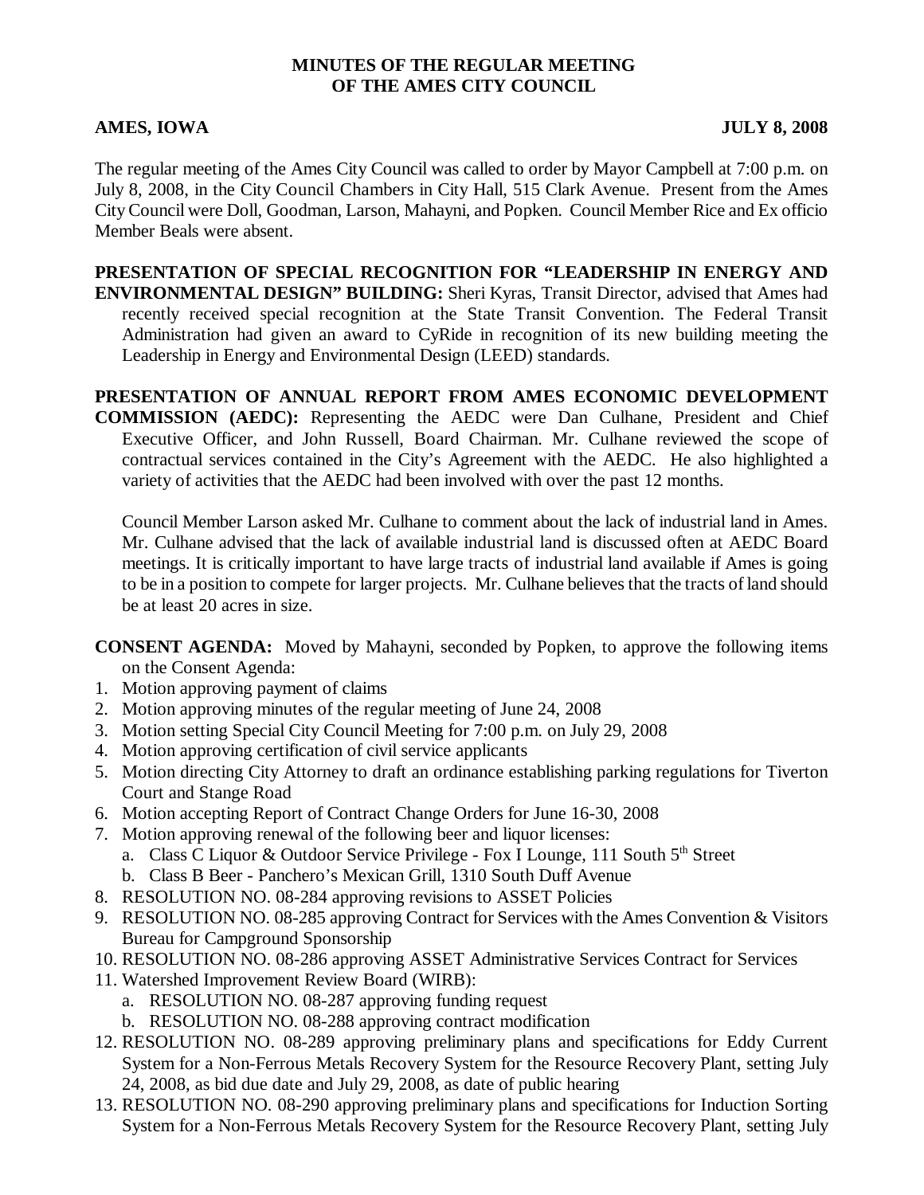# MINUTES OF THE REGULAR MEETING OF THE AMES CITY COUNCIL

**AMES, IOWA** **JULY 8, 2008**

The regular meeting of the Ames City Council was called to order by Mayor Campbell at 7:00 p.m. on July 8, 2008, in the City Council Chambers in City Hall, 515 Clark Avenue. Present from the Ames City Council were Doll, Goodman, Larson, Mahayni, and Popken. Council Member Rice and Ex officio Member Beals were absent.

**PRESENTATION OF SPECIAL RECOGNITION FOR "LEADERSHIP IN ENERGY AND ENVIRONMENTAL DESIGN" BUILDING:** Sheri Kyras, Transit Director, advised that Ames had recently received special recognition at the State Transit Convention. The Federal Transit Administration had given an award to CyRide in recognition of its new building meeting the Leadership in Energy and Environmental Design (LEED) standards.

**PRESENTATION OF ANNUAL REPORT FROM AMES ECONOMIC DEVELOPMENT COMMISSION (AEDC):** Representing the AEDC were Dan Culhane, President and Chief Executive Officer, and John Russell, Board Chairman. Mr. Culhane reviewed the scope of contractual services contained in the City's Agreement with the AEDC. He also highlighted a variety of activities that the AEDC had been involved with over the past 12 months.

Council Member Larson asked Mr. Culhane to comment about the lack of industrial land in Ames. Mr. Culhane advised that the lack of available industrial land is discussed often at AEDC Board meetings. It is critically important to have large tracts of industrial land available if Ames is going to be in a position to compete for larger projects. Mr. Culhane believes that the tracts of land should be at least 20 acres in size.

**CONSENT AGENDA:** Moved by Mahayni, seconded by Popken, to approve the following items on the Consent Agenda:

1. Motion approving payment of claims
2. Motion approving minutes of the regular meeting of June 24, 2008
3. Motion setting Special City Council Meeting for 7:00 p.m. on July 29, 2008
4. Motion approving certification of civil service applicants
5. Motion directing City Attorney to draft an ordinance establishing parking regulations for Tiverton Court and Stange Road
6. Motion accepting Report of Contract Change Orders for June 16-30, 2008
7. Motion approving renewal of the following beer and liquor licenses:
   a. Class C Liquor & Outdoor Service Privilege - Fox I Lounge, 111 South 5th Street
   b. Class B Beer - Panchero's Mexican Grill, 1310 South Duff Avenue
8. RESOLUTION NO. 08-284 approving revisions to ASSET Policies
9. RESOLUTION NO. 08-285 approving Contract for Services with the Ames Convention & Visitors Bureau for Campground Sponsorship
10. RESOLUTION NO. 08-286 approving ASSET Administrative Services Contract for Services
11. Watershed Improvement Review Board (WIRB):
    a. RESOLUTION NO. 08-287 approving funding request
    b. RESOLUTION NO. 08-288 approving contract modification
12. RESOLUTION NO. 08-289 approving preliminary plans and specifications for Eddy Current System for a Non-Ferrous Metals Recovery System for the Resource Recovery Plant, setting July 24, 2008, as bid due date and July 29, 2008, as date of public hearing
13. RESOLUTION NO. 08-290 approving preliminary plans and specifications for Induction Sorting System for a Non-Ferrous Metals Recovery System for the Resource Recovery Plant, setting July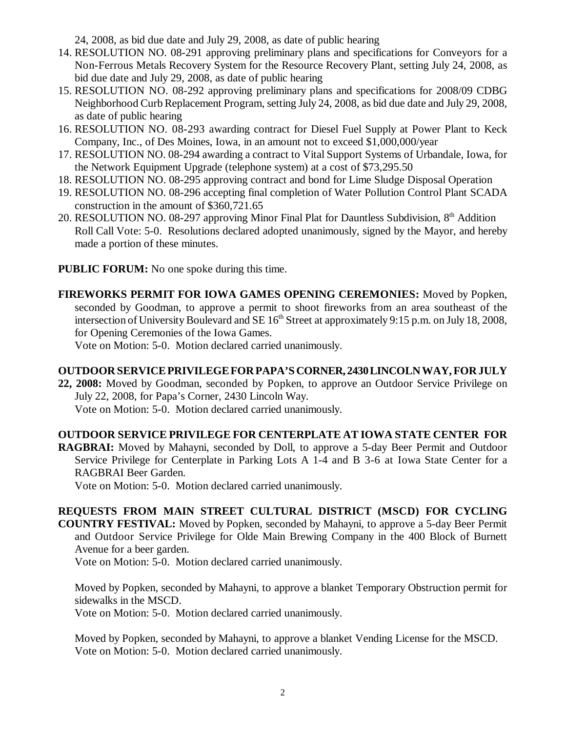24, 2008, as bid due date and July 29, 2008, as date of public hearing

14. RESOLUTION NO. 08-291 approving preliminary plans and specifications for Conveyors for a Non-Ferrous Metals Recovery System for the Resource Recovery Plant, setting July 24, 2008, as bid due date and July 29, 2008, as date of public hearing
15. RESOLUTION NO. 08-292 approving preliminary plans and specifications for 2008/09 CDBG Neighborhood Curb Replacement Program, setting July 24, 2008, as bid due date and July 29, 2008, as date of public hearing
16. RESOLUTION NO. 08-293 awarding contract for Diesel Fuel Supply at Power Plant to Keck Company, Inc., of Des Moines, Iowa, in an amount not to exceed $1,000,000/year
17. RESOLUTION NO. 08-294 awarding a contract to Vital Support Systems of Urbandale, Iowa, for the Network Equipment Upgrade (telephone system) at a cost of $73,295.50
18. RESOLUTION NO. 08-295 approving contract and bond for Lime Sludge Disposal Operation
19. RESOLUTION NO. 08-296 accepting final completion of Water Pollution Control Plant SCADA construction in the amount of $360,721.65
20. RESOLUTION NO. 08-297 approving Minor Final Plat for Dauntless Subdivision, 8th Addition

Roll Call Vote: 5-0. Resolutions declared adopted unanimously, signed by the Mayor, and hereby made a portion of these minutes.

**PUBLIC FORUM:** No one spoke during this time.

**FIREWORKS PERMIT FOR IOWA GAMES OPENING CEREMONIES:** Moved by Popken, seconded by Goodman, to approve a permit to shoot fireworks from an area southeast of the intersection of University Boulevard and SE 16th Street at approximately 9:15 p.m. on July 18, 2008, for Opening Ceremonies of the Iowa Games.
Vote on Motion: 5-0. Motion declared carried unanimously.

**OUTDOOR SERVICE PRIVILEGE FOR PAPA'S CORNER, 2430 LINCOLN WAY, FOR JULY 22, 2008:** Moved by Goodman, seconded by Popken, to approve an Outdoor Service Privilege on July 22, 2008, for Papa's Corner, 2430 Lincoln Way.
Vote on Motion: 5-0. Motion declared carried unanimously.

**OUTDOOR SERVICE PRIVILEGE FOR CENTERPLATE AT IOWA STATE CENTER FOR RAGBRAI:** Moved by Mahayni, seconded by Doll, to approve a 5-day Beer Permit and Outdoor Service Privilege for Centerplate in Parking Lots A 1-4 and B 3-6 at Iowa State Center for a RAGBRAI Beer Garden.
Vote on Motion: 5-0. Motion declared carried unanimously.

**REQUESTS FROM MAIN STREET CULTURAL DISTRICT (MSCD) FOR CYCLING COUNTRY FESTIVAL:** Moved by Popken, seconded by Mahayni, to approve a 5-day Beer Permit and Outdoor Service Privilege for Olde Main Brewing Company in the 400 Block of Burnett Avenue for a beer garden.
Vote on Motion: 5-0. Motion declared carried unanimously.

Moved by Popken, seconded by Mahayni, to approve a blanket Temporary Obstruction permit for sidewalks in the MSCD.
Vote on Motion: 5-0. Motion declared carried unanimously.

Moved by Popken, seconded by Mahayni, to approve a blanket Vending License for the MSCD.
Vote on Motion: 5-0. Motion declared carried unanimously.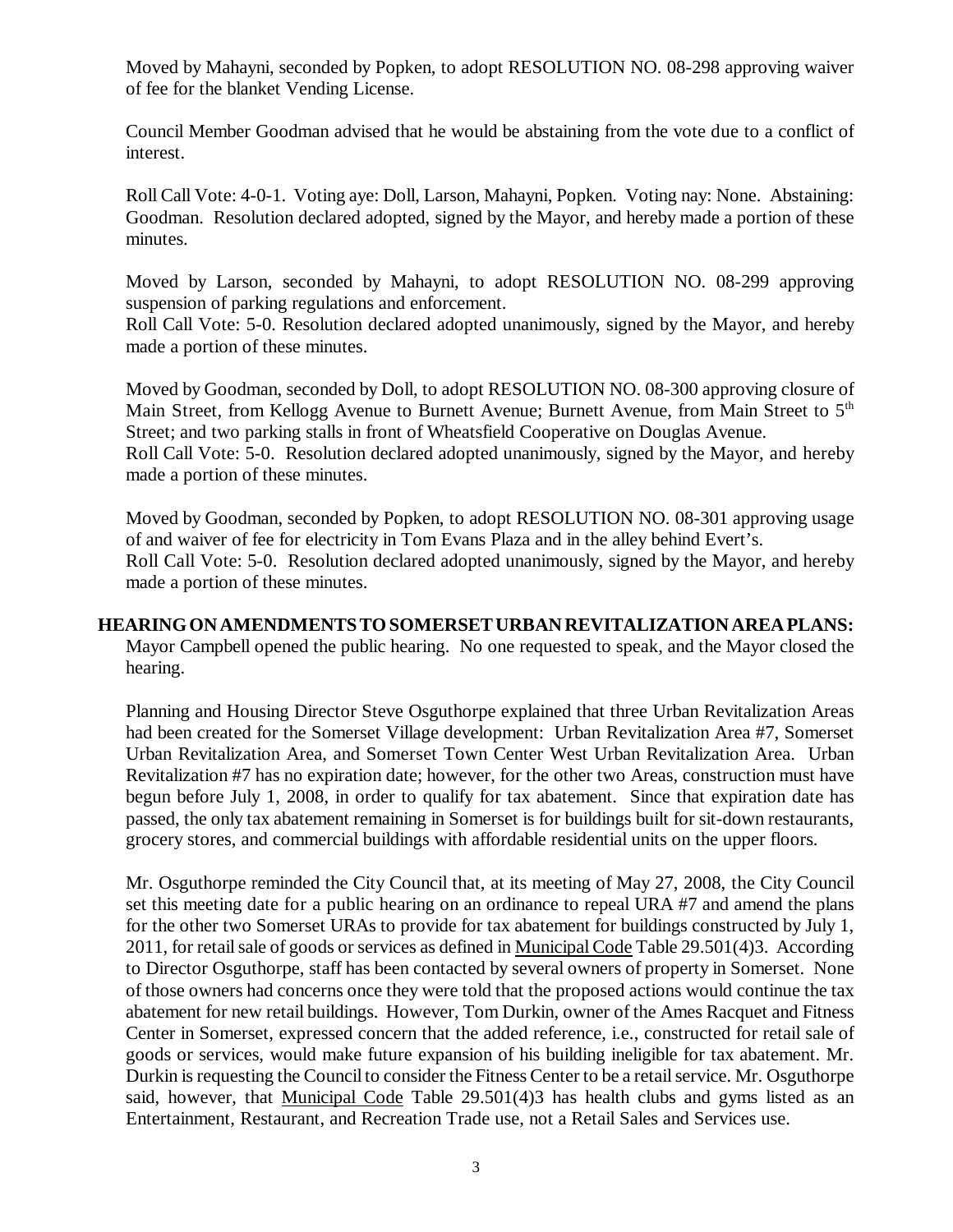Moved by Mahayni, seconded by Popken, to adopt RESOLUTION NO. 08-298 approving waiver of fee for the blanket Vending License.

Council Member Goodman advised that he would be abstaining from the vote due to a conflict of interest.

Roll Call Vote: 4-0-1. Voting aye: Doll, Larson, Mahayni, Popken. Voting nay: None. Abstaining: Goodman. Resolution declared adopted, signed by the Mayor, and hereby made a portion of these minutes.

Moved by Larson, seconded by Mahayni, to adopt RESOLUTION NO. 08-299 approving suspension of parking regulations and enforcement.
Roll Call Vote: 5-0. Resolution declared adopted unanimously, signed by the Mayor, and hereby made a portion of these minutes.

Moved by Goodman, seconded by Doll, to adopt RESOLUTION NO. 08-300 approving closure of Main Street, from Kellogg Avenue to Burnett Avenue; Burnett Avenue, from Main Street to 5th Street; and two parking stalls in front of Wheatsfield Cooperative on Douglas Avenue.
Roll Call Vote: 5-0. Resolution declared adopted unanimously, signed by the Mayor, and hereby made a portion of these minutes.

Moved by Goodman, seconded by Popken, to adopt RESOLUTION NO. 08-301 approving usage of and waiver of fee for electricity in Tom Evans Plaza and in the alley behind Evert's.
Roll Call Vote: 5-0. Resolution declared adopted unanimously, signed by the Mayor, and hereby made a portion of these minutes.

**HEARING ON AMENDMENTS TO SOMERSET URBAN REVITALIZATION AREA PLANS:** Mayor Campbell opened the public hearing. No one requested to speak, and the Mayor closed the hearing.

Planning and Housing Director Steve Osguthorpe explained that three Urban Revitalization Areas had been created for the Somerset Village development: Urban Revitalization Area #7, Somerset Urban Revitalization Area, and Somerset Town Center West Urban Revitalization Area. Urban Revitalization #7 has no expiration date; however, for the other two Areas, construction must have begun before July 1, 2008, in order to qualify for tax abatement. Since that expiration date has passed, the only tax abatement remaining in Somerset is for buildings built for sit-down restaurants, grocery stores, and commercial buildings with affordable residential units on the upper floors.

Mr. Osguthorpe reminded the City Council that, at its meeting of May 27, 2008, the City Council set this meeting date for a public hearing on an ordinance to repeal URA #7 and amend the plans for the other two Somerset URAs to provide for tax abatement for buildings constructed by July 1, 2011, for retail sale of goods or services as defined in Municipal Code Table 29.501(4)3. According to Director Osguthorpe, staff has been contacted by several owners of property in Somerset. None of those owners had concerns once they were told that the proposed actions would continue the tax abatement for new retail buildings. However, Tom Durkin, owner of the Ames Racquet and Fitness Center in Somerset, expressed concern that the added reference, i.e., constructed for retail sale of goods or services, would make future expansion of his building ineligible for tax abatement. Mr. Durkin is requesting the Council to consider the Fitness Center to be a retail service. Mr. Osguthorpe said, however, that Municipal Code Table 29.501(4)3 has health clubs and gyms listed as an Entertainment, Restaurant, and Recreation Trade use, not a Retail Sales and Services use.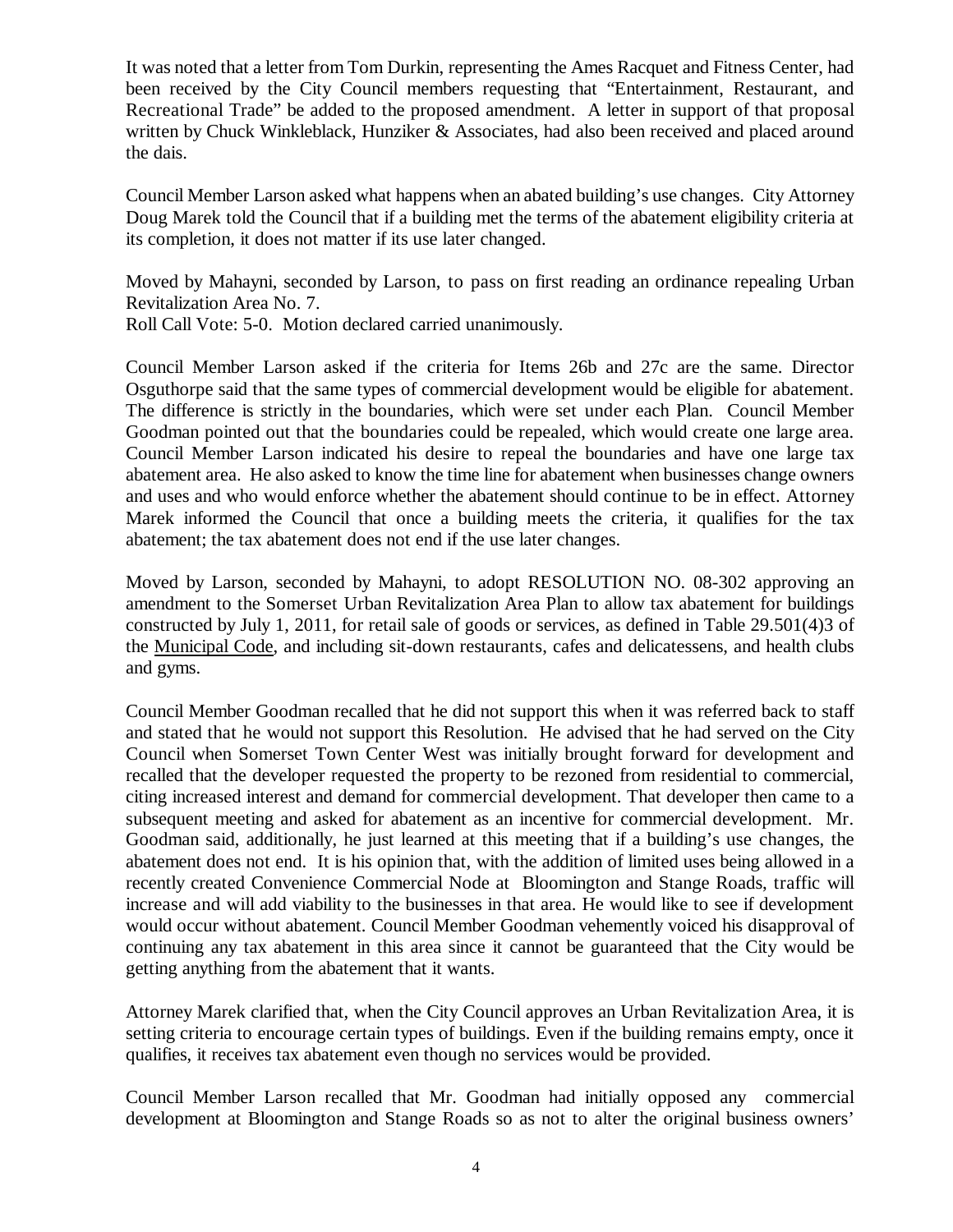It was noted that a letter from Tom Durkin, representing the Ames Racquet and Fitness Center, had been received by the City Council members requesting that "Entertainment, Restaurant, and Recreational Trade" be added to the proposed amendment. A letter in support of that proposal written by Chuck Winkleblack, Hunziker & Associates, had also been received and placed around the dais.

Council Member Larson asked what happens when an abated building's use changes. City Attorney Doug Marek told the Council that if a building met the terms of the abatement eligibility criteria at its completion, it does not matter if its use later changed.

Moved by Mahayni, seconded by Larson, to pass on first reading an ordinance repealing Urban Revitalization Area No. 7.
Roll Call Vote: 5-0. Motion declared carried unanimously.

Council Member Larson asked if the criteria for Items 26b and 27c are the same. Director Osguthorpe said that the same types of commercial development would be eligible for abatement. The difference is strictly in the boundaries, which were set under each Plan. Council Member Goodman pointed out that the boundaries could be repealed, which would create one large area. Council Member Larson indicated his desire to repeal the boundaries and have one large tax abatement area. He also asked to know the time line for abatement when businesses change owners and uses and who would enforce whether the abatement should continue to be in effect. Attorney Marek informed the Council that once a building meets the criteria, it qualifies for the tax abatement; the tax abatement does not end if the use later changes.

Moved by Larson, seconded by Mahayni, to adopt RESOLUTION NO. 08-302 approving an amendment to the Somerset Urban Revitalization Area Plan to allow tax abatement for buildings constructed by July 1, 2011, for retail sale of goods or services, as defined in Table 29.501(4)3 of the Municipal Code, and including sit-down restaurants, cafes and delicatessens, and health clubs and gyms.

Council Member Goodman recalled that he did not support this when it was referred back to staff and stated that he would not support this Resolution. He advised that he had served on the City Council when Somerset Town Center West was initially brought forward for development and recalled that the developer requested the property to be rezoned from residential to commercial, citing increased interest and demand for commercial development. That developer then came to a subsequent meeting and asked for abatement as an incentive for commercial development. Mr. Goodman said, additionally, he just learned at this meeting that if a building's use changes, the abatement does not end. It is his opinion that, with the addition of limited uses being allowed in a recently created Convenience Commercial Node at Bloomington and Stange Roads, traffic will increase and will add viability to the businesses in that area. He would like to see if development would occur without abatement. Council Member Goodman vehemently voiced his disapproval of continuing any tax abatement in this area since it cannot be guaranteed that the City would be getting anything from the abatement that it wants.

Attorney Marek clarified that, when the City Council approves an Urban Revitalization Area, it is setting criteria to encourage certain types of buildings. Even if the building remains empty, once it qualifies, it receives tax abatement even though no services would be provided.

Council Member Larson recalled that Mr. Goodman had initially opposed any commercial development at Bloomington and Stange Roads so as not to alter the original business owners'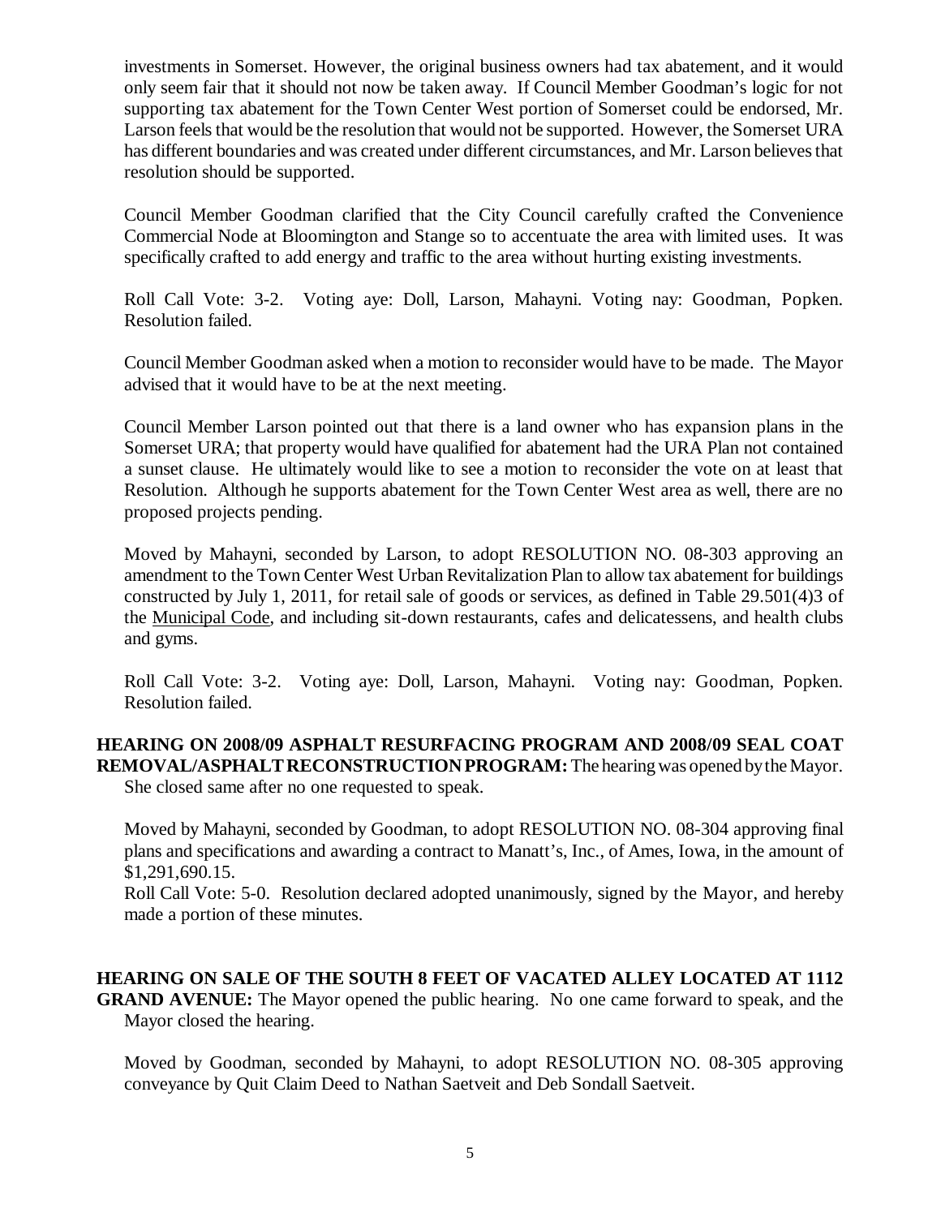investments in Somerset. However, the original business owners had tax abatement, and it would only seem fair that it should not now be taken away. If Council Member Goodman's logic for not supporting tax abatement for the Town Center West portion of Somerset could be endorsed, Mr. Larson feels that would be the resolution that would not be supported. However, the Somerset URA has different boundaries and was created under different circumstances, and Mr. Larson believes that resolution should be supported.

Council Member Goodman clarified that the City Council carefully crafted the Convenience Commercial Node at Bloomington and Stange so to accentuate the area with limited uses. It was specifically crafted to add energy and traffic to the area without hurting existing investments.

Roll Call Vote: 3-2. Voting aye: Doll, Larson, Mahayni. Voting nay: Goodman, Popken. Resolution failed.

Council Member Goodman asked when a motion to reconsider would have to be made. The Mayor advised that it would have to be at the next meeting.

Council Member Larson pointed out that there is a land owner who has expansion plans in the Somerset URA; that property would have qualified for abatement had the URA Plan not contained a sunset clause. He ultimately would like to see a motion to reconsider the vote on at least that Resolution. Although he supports abatement for the Town Center West area as well, there are no proposed projects pending.

Moved by Mahayni, seconded by Larson, to adopt RESOLUTION NO. 08-303 approving an amendment to the Town Center West Urban Revitalization Plan to allow tax abatement for buildings constructed by July 1, 2011, for retail sale of goods or services, as defined in Table 29.501(4)3 of the Municipal Code, and including sit-down restaurants, cafes and delicatessens, and health clubs and gyms.

Roll Call Vote: 3-2. Voting aye: Doll, Larson, Mahayni. Voting nay: Goodman, Popken. Resolution failed.

**HEARING ON 2008/09 ASPHALT RESURFACING PROGRAM AND 2008/09 SEAL COAT REMOVAL/ASPHALT RECONSTRUCTION PROGRAM:** The hearing was opened by the Mayor. She closed same after no one requested to speak.

Moved by Mahayni, seconded by Goodman, to adopt RESOLUTION NO. 08-304 approving final plans and specifications and awarding a contract to Manatt's, Inc., of Ames, Iowa, in the amount of $1,291,690.15.

Roll Call Vote: 5-0. Resolution declared adopted unanimously, signed by the Mayor, and hereby made a portion of these minutes.

**HEARING ON SALE OF THE SOUTH 8 FEET OF VACATED ALLEY LOCATED AT 1112 GRAND AVENUE:** The Mayor opened the public hearing. No one came forward to speak, and the Mayor closed the hearing.

Moved by Goodman, seconded by Mahayni, to adopt RESOLUTION NO. 08-305 approving conveyance by Quit Claim Deed to Nathan Saetveit and Deb Sondall Saetveit.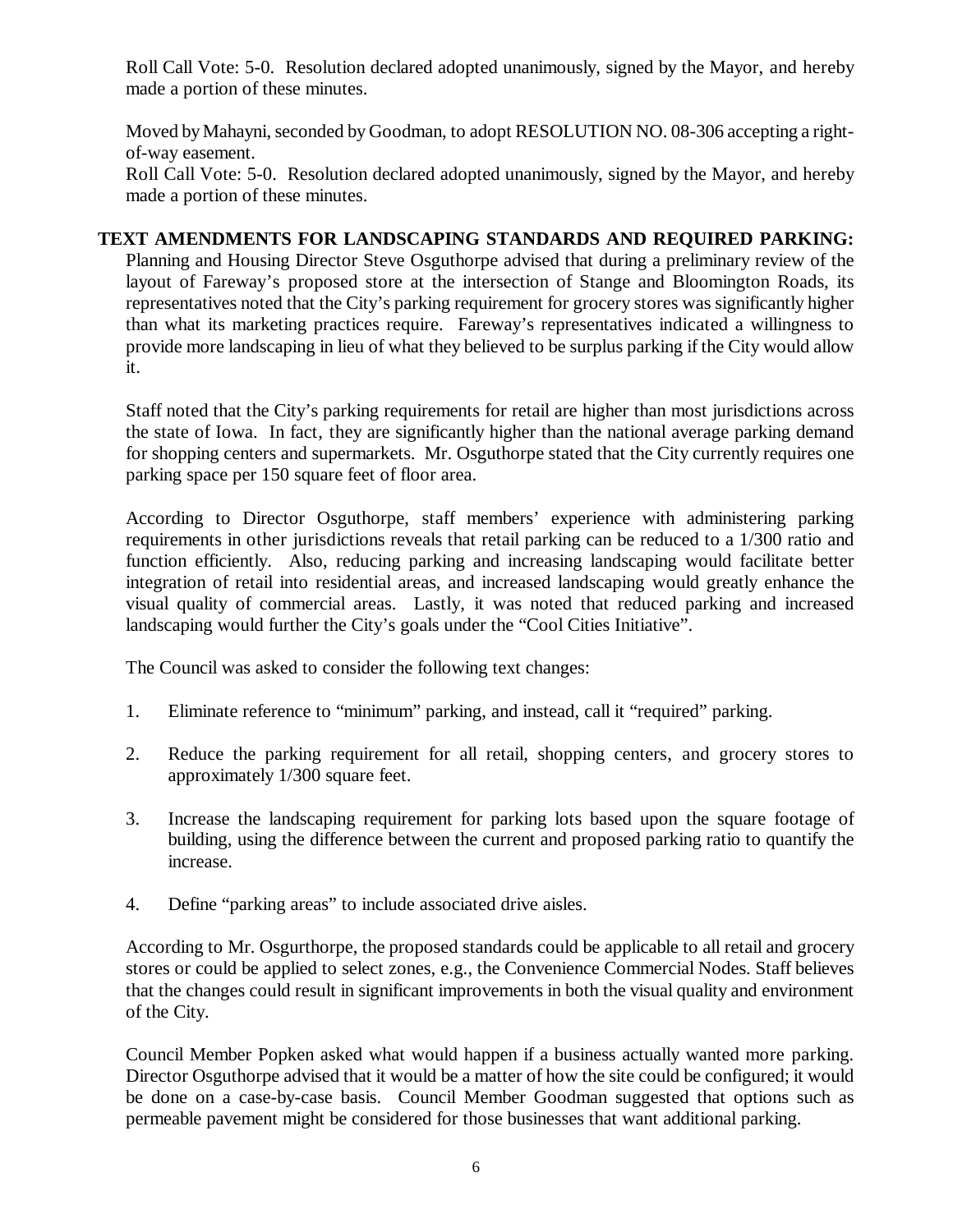Roll Call Vote: 5-0. Resolution declared adopted unanimously, signed by the Mayor, and hereby made a portion of these minutes.

Moved by Mahayni, seconded by Goodman, to adopt RESOLUTION NO. 08-306 accepting a right-of-way easement.
Roll Call Vote: 5-0. Resolution declared adopted unanimously, signed by the Mayor, and hereby made a portion of these minutes.

**TEXT AMENDMENTS FOR LANDSCAPING STANDARDS AND REQUIRED PARKING:** Planning and Housing Director Steve Osguthorpe advised that during a preliminary review of the layout of Fareway's proposed store at the intersection of Stange and Bloomington Roads, its representatives noted that the City's parking requirement for grocery stores was significantly higher than what its marketing practices require. Fareway's representatives indicated a willingness to provide more landscaping in lieu of what they believed to be surplus parking if the City would allow it.

Staff noted that the City's parking requirements for retail are higher than most jurisdictions across the state of Iowa. In fact, they are significantly higher than the national average parking demand for shopping centers and supermarkets. Mr. Osguthorpe stated that the City currently requires one parking space per 150 square feet of floor area.

According to Director Osguthorpe, staff members' experience with administering parking requirements in other jurisdictions reveals that retail parking can be reduced to a 1/300 ratio and function efficiently. Also, reducing parking and increasing landscaping would facilitate better integration of retail into residential areas, and increased landscaping would greatly enhance the visual quality of commercial areas. Lastly, it was noted that reduced parking and increased landscaping would further the City's goals under the "Cool Cities Initiative".

The Council was asked to consider the following text changes:

1. Eliminate reference to "minimum" parking, and instead, call it "required" parking.
2. Reduce the parking requirement for all retail, shopping centers, and grocery stores to approximately 1/300 square feet.
3. Increase the landscaping requirement for parking lots based upon the square footage of building, using the difference between the current and proposed parking ratio to quantify the increase.
4. Define "parking areas" to include associated drive aisles.

According to Mr. Osgurthorpe, the proposed standards could be applicable to all retail and grocery stores or could be applied to select zones, e.g., the Convenience Commercial Nodes. Staff believes that the changes could result in significant improvements in both the visual quality and environment of the City.

Council Member Popken asked what would happen if a business actually wanted more parking. Director Osguthorpe advised that it would be a matter of how the site could be configured; it would be done on a case-by-case basis. Council Member Goodman suggested that options such as permeable pavement might be considered for those businesses that want additional parking.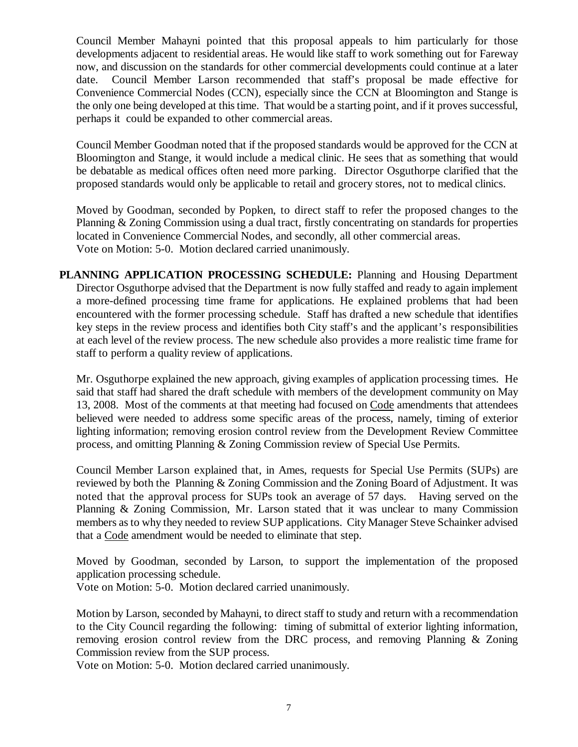Council Member Mahayni pointed that this proposal appeals to him particularly for those developments adjacent to residential areas. He would like staff to work something out for Fareway now, and discussion on the standards for other commercial developments could continue at a later date. Council Member Larson recommended that staff's proposal be made effective for Convenience Commercial Nodes (CCN), especially since the CCN at Bloomington and Stange is the only one being developed at this time. That would be a starting point, and if it proves successful, perhaps it could be expanded to other commercial areas.

Council Member Goodman noted that if the proposed standards would be approved for the CCN at Bloomington and Stange, it would include a medical clinic. He sees that as something that would be debatable as medical offices often need more parking. Director Osguthorpe clarified that the proposed standards would only be applicable to retail and grocery stores, not to medical clinics.

Moved by Goodman, seconded by Popken, to direct staff to refer the proposed changes to the Planning & Zoning Commission using a dual tract, firstly concentrating on standards for properties located in Convenience Commercial Nodes, and secondly, all other commercial areas.
Vote on Motion: 5-0. Motion declared carried unanimously.

**PLANNING APPLICATION PROCESSING SCHEDULE:** Planning and Housing Department Director Osguthorpe advised that the Department is now fully staffed and ready to again implement a more-defined processing time frame for applications. He explained problems that had been encountered with the former processing schedule. Staff has drafted a new schedule that identifies key steps in the review process and identifies both City staff's and the applicant's responsibilities at each level of the review process. The new schedule also provides a more realistic time frame for staff to perform a quality review of applications.

Mr. Osguthorpe explained the new approach, giving examples of application processing times. He said that staff had shared the draft schedule with members of the development community on May 13, 2008. Most of the comments at that meeting had focused on Code amendments that attendees believed were needed to address some specific areas of the process, namely, timing of exterior lighting information; removing erosion control review from the Development Review Committee process, and omitting Planning & Zoning Commission review of Special Use Permits.

Council Member Larson explained that, in Ames, requests for Special Use Permits (SUPs) are reviewed by both the Planning & Zoning Commission and the Zoning Board of Adjustment. It was noted that the approval process for SUPs took an average of 57 days. Having served on the Planning & Zoning Commission, Mr. Larson stated that it was unclear to many Commission members as to why they needed to review SUP applications. City Manager Steve Schainker advised that a Code amendment would be needed to eliminate that step.

Moved by Goodman, seconded by Larson, to support the implementation of the proposed application processing schedule.
Vote on Motion: 5-0. Motion declared carried unanimously.

Motion by Larson, seconded by Mahayni, to direct staff to study and return with a recommendation to the City Council regarding the following: timing of submittal of exterior lighting information, removing erosion control review from the DRC process, and removing Planning & Zoning Commission review from the SUP process.
Vote on Motion: 5-0. Motion declared carried unanimously.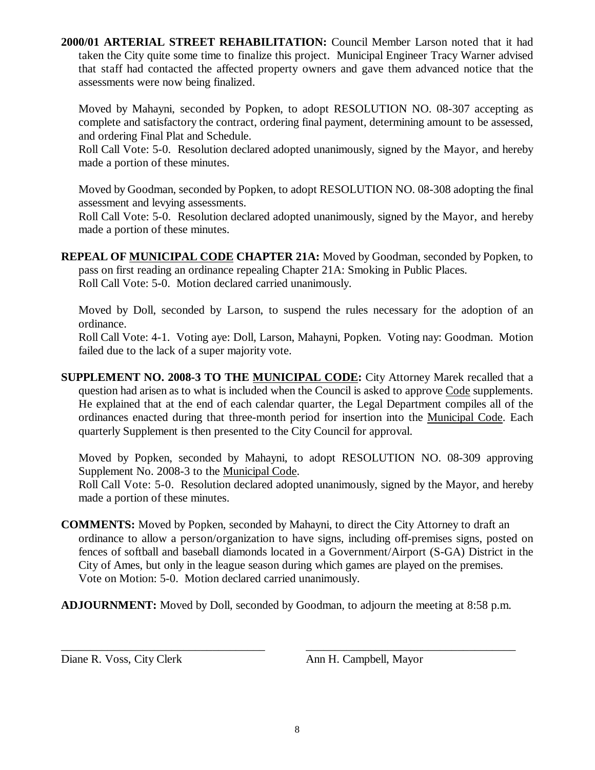**2000/01 ARTERIAL STREET REHABILITATION:** Council Member Larson noted that it had taken the City quite some time to finalize this project. Municipal Engineer Tracy Warner advised that staff had contacted the affected property owners and gave them advanced notice that the assessments were now being finalized.

Moved by Mahayni, seconded by Popken, to adopt RESOLUTION NO. 08-307 accepting as complete and satisfactory the contract, ordering final payment, determining amount to be assessed, and ordering Final Plat and Schedule.
Roll Call Vote: 5-0. Resolution declared adopted unanimously, signed by the Mayor, and hereby made a portion of these minutes.

Moved by Goodman, seconded by Popken, to adopt RESOLUTION NO. 08-308 adopting the final assessment and levying assessments.
Roll Call Vote: 5-0. Resolution declared adopted unanimously, signed by the Mayor, and hereby made a portion of these minutes.

**REPEAL OF MUNICIPAL CODE CHAPTER 21A:** Moved by Goodman, seconded by Popken, to pass on first reading an ordinance repealing Chapter 21A: Smoking in Public Places.
Roll Call Vote: 5-0. Motion declared carried unanimously.

Moved by Doll, seconded by Larson, to suspend the rules necessary for the adoption of an ordinance.
Roll Call Vote: 4-1. Voting aye: Doll, Larson, Mahayni, Popken. Voting nay: Goodman. Motion failed due to the lack of a super majority vote.

**SUPPLEMENT NO. 2008-3 TO THE MUNICIPAL CODE:** City Attorney Marek recalled that a question had arisen as to what is included when the Council is asked to approve Code supplements. He explained that at the end of each calendar quarter, the Legal Department compiles all of the ordinances enacted during that three-month period for insertion into the Municipal Code. Each quarterly Supplement is then presented to the City Council for approval.

Moved by Popken, seconded by Mahayni, to adopt RESOLUTION NO. 08-309 approving Supplement No. 2008-3 to the Municipal Code.
Roll Call Vote: 5-0. Resolution declared adopted unanimously, signed by the Mayor, and hereby made a portion of these minutes.

**COMMENTS:** Moved by Popken, seconded by Mahayni, to direct the City Attorney to draft an ordinance to allow a person/organization to have signs, including off-premises signs, posted on fences of softball and baseball diamonds located in a Government/Airport (S-GA) District in the City of Ames, but only in the league season during which games are played on the premises.
Vote on Motion: 5-0. Motion declared carried unanimously.

**ADJOURNMENT:** Moved by Doll, seconded by Goodman, to adjourn the meeting at 8:58 p.m.

\_\_\_\_\_\_\_\_\_\_\_\_\_\_\_\_\_\_\_\_\_\_\_\_\_\_\_\_\_\_\_\_\_\_\_\_
Diane R. Voss, City Clerk

\_\_\_\_\_\_\_\_\_\_\_\_\_\_\_\_\_\_\_\_\_\_\_\_\_\_\_\_\_\_\_\_\_\_\_\_
Ann H. Campbell, Mayor